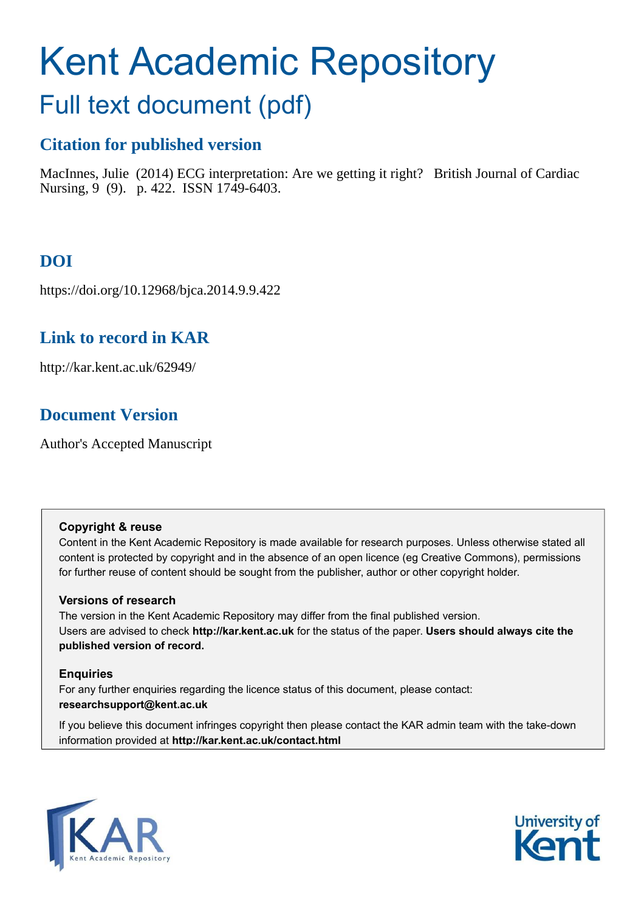# Kent Academic Repository

## Full text document (pdf)

### Citation for published version

MacInnes, Julie (2014) ECG interpretation: Are we getting it right? British Journal of Cardiac Nursing, 9 (9). p. 422. ISSN 1749-6403.

### DOI

https://doi.org/10.12968/bjca.2014.9.9.422

### Link to record in KAR

http://kar.kent.ac.uk/62949/

### Document Version

Author's Accepted Manuscript

**Copyright & reuse**

Content in the Kent Academic Repository is made available for research purposes. Unless otherwise stated all content is protected by copyright and in the absence of an open licence (eg Creative Commons), permissions for further reuse of content should be sought from the publisher, author or other copyright holder.

**Versions of research**

The version in the Kent Academic Repository may differ from the final published version. Users are advised to check **http://kar.kent.ac.uk** for the status of the paper. **Users should always cite the published version of record.**

**Enquiries**

For any further enquiries regarding the licence status of this document, please contact: **researchsupport@kent.ac.uk**

If you believe this document infringes copyright then please contact the KAR admin team with the take-down information provided at **http://kar.kent.ac.uk/contact.html**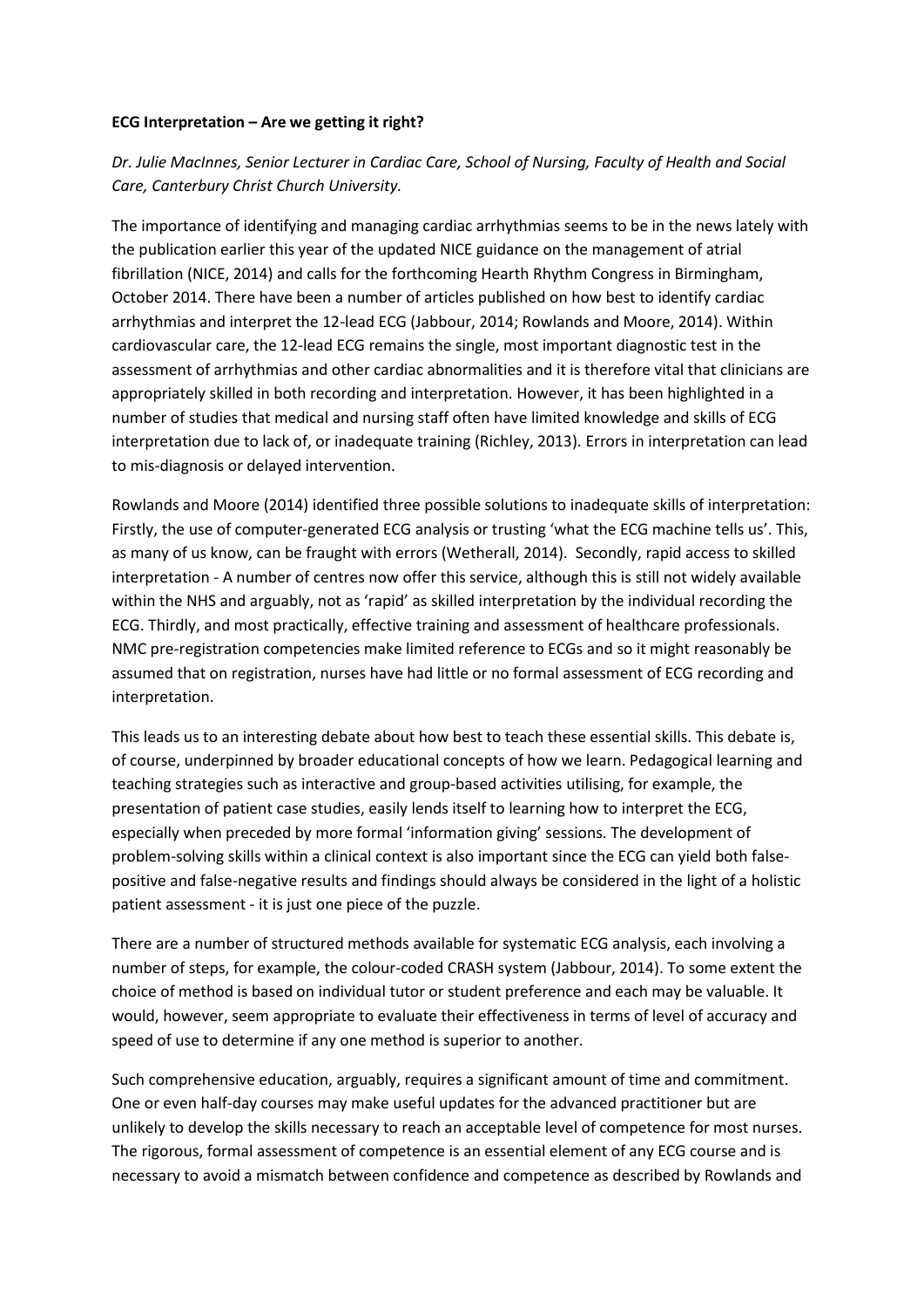**ECG Interpretation – Are we getting it right?**

*Dr. Julie MacInnes, Senior Lecturer in Cardiac Care, School of Nursing, Faculty of Health and Social Care, Canterbury Christ Church University.*

The importance of identifying and managing cardiac arrhythmias seems to be in the news lately with the publication earlier this year of the updated NICE guidance on the management of atrial fibrillation (NICE, 2014) and calls for the forthcoming Hearth Rhythm Congress in Birmingham, October 2014. There have been a number of articles published on how best to identify cardiac arrhythmias and interpret the 12-lead ECG (Jabbour, 2014; Rowlands and Moore, 2014). Within cardiovascular care, the 12-lead ECG remains the single, most important diagnostic test in the assessment of arrhythmias and other cardiac abnormalities and it is therefore vital that clinicians are appropriately skilled in both recording and interpretation. However, it has been highlighted in a number of studies that medical and nursing staff often have limited knowledge and skills of ECG interpretation due to lack of, or inadequate training (Richley, 2013). Errors in interpretation can lead to mis-diagnosis or delayed intervention.

Rowlands and Moore (2014) identified three possible solutions to inadequate skills of interpretation: Firstly, the use of computer-generated ECG analysis or trusting 'what the ECG machine tells us'. This, as many of us know, can be fraught with errors (Wetherall, 2014). Secondly, rapid access to skilled interpretation - A number of centres now offer this service, although this is still not widely available within the NHS and arguably, not as 'rapid' as skilled interpretation by the individual recording the ECG. Thirdly, and most practically, effective training and assessment of healthcare professionals. NMC pre-registration competencies make limited reference to ECGs and so it might reasonably be assumed that on registration, nurses have had little or no formal assessment of ECG recording and interpretation.

This leads us to an interesting debate about how best to teach these essential skills. This debate is, of course, underpinned by broader educational concepts of how we learn. Pedagogical learning and teaching strategies such as interactive and group-based activities utilising, for example, the presentation of patient case studies, easily lends itself to learning how to interpret the ECG, especially when preceded by more formal 'information giving' sessions. The development of problem-solving skills within a clinical context is also important since the ECG can yield both false-positive and false-negative results and findings should always be considered in the light of a holistic patient assessment - it is just one piece of the puzzle.

There are a number of structured methods available for systematic ECG analysis, each involving a number of steps, for example, the colour-coded CRASH system (Jabbour, 2014). To some extent the choice of method is based on individual tutor or student preference and each may be valuable. It would, however, seem appropriate to evaluate their effectiveness in terms of level of accuracy and speed of use to determine if any one method is superior to another.

Such comprehensive education, arguably, requires a significant amount of time and commitment. One or even half-day courses may make useful updates for the advanced practitioner but are unlikely to develop the skills necessary to reach an acceptable level of competence for most nurses. The rigorous, formal assessment of competence is an essential element of any ECG course and is necessary to avoid a mismatch between confidence and competence as described by Rowlands and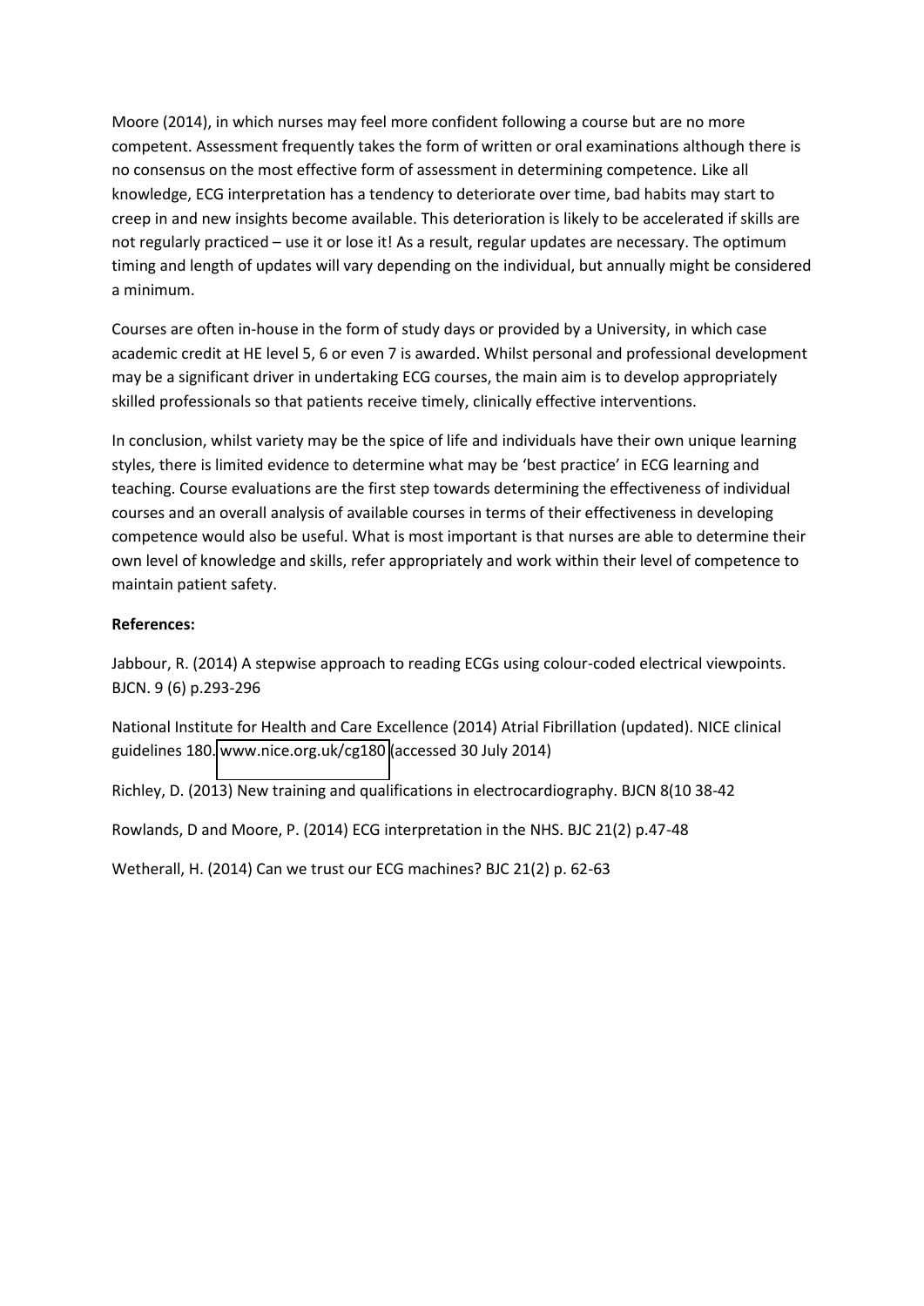Moore (2014), in which nurses may feel more confident following a course but are no more competent. Assessment frequently takes the form of written or oral examinations although there is no consensus on the most effective form of assessment in determining competence. Like all knowledge, ECG interpretation has a tendency to deteriorate over time, bad habits may start to creep in and new insights become available. This deterioration is likely to be accelerated if skills are not regularly practiced – use it or lose it! As a result, regular updates are necessary. The optimum timing and length of updates will vary depending on the individual, but annually might be considered a minimum.

Courses are often in-house in the form of study days or provided by a University, in which case academic credit at HE level 5, 6 or even 7 is awarded. Whilst personal and professional development may be a significant driver in undertaking ECG courses, the main aim is to develop appropriately skilled professionals so that patients receive timely, clinically effective interventions.

In conclusion, whilst variety may be the spice of life and individuals have their own unique learning styles, there is limited evidence to determine what may be 'best practice' in ECG learning and teaching. Course evaluations are the first step towards determining the effectiveness of individual courses and an overall analysis of available courses in terms of their effectiveness in developing competence would also be useful. What is most important is that nurses are able to determine their own level of knowledge and skills, refer appropriately and work within their level of competence to maintain patient safety.

**References:**

Jabbour, R. (2014) A stepwise approach to reading ECGs using colour-coded electrical viewpoints. BJCN. 9 (6) p.293-296

National Institute for Health and Care Excellence (2014) Atrial Fibrillation (updated). NICE clinical guidelines 180. www.nice.org.uk/cg180 (accessed 30 July 2014)

Richley, D. (2013) New training and qualifications in electrocardiography. BJCN 8(10 38-42

Rowlands, D and Moore, P. (2014) ECG interpretation in the NHS. BJC 21(2) p.47-48

Wetherall, H. (2014) Can we trust our ECG machines? BJC 21(2) p. 62-63